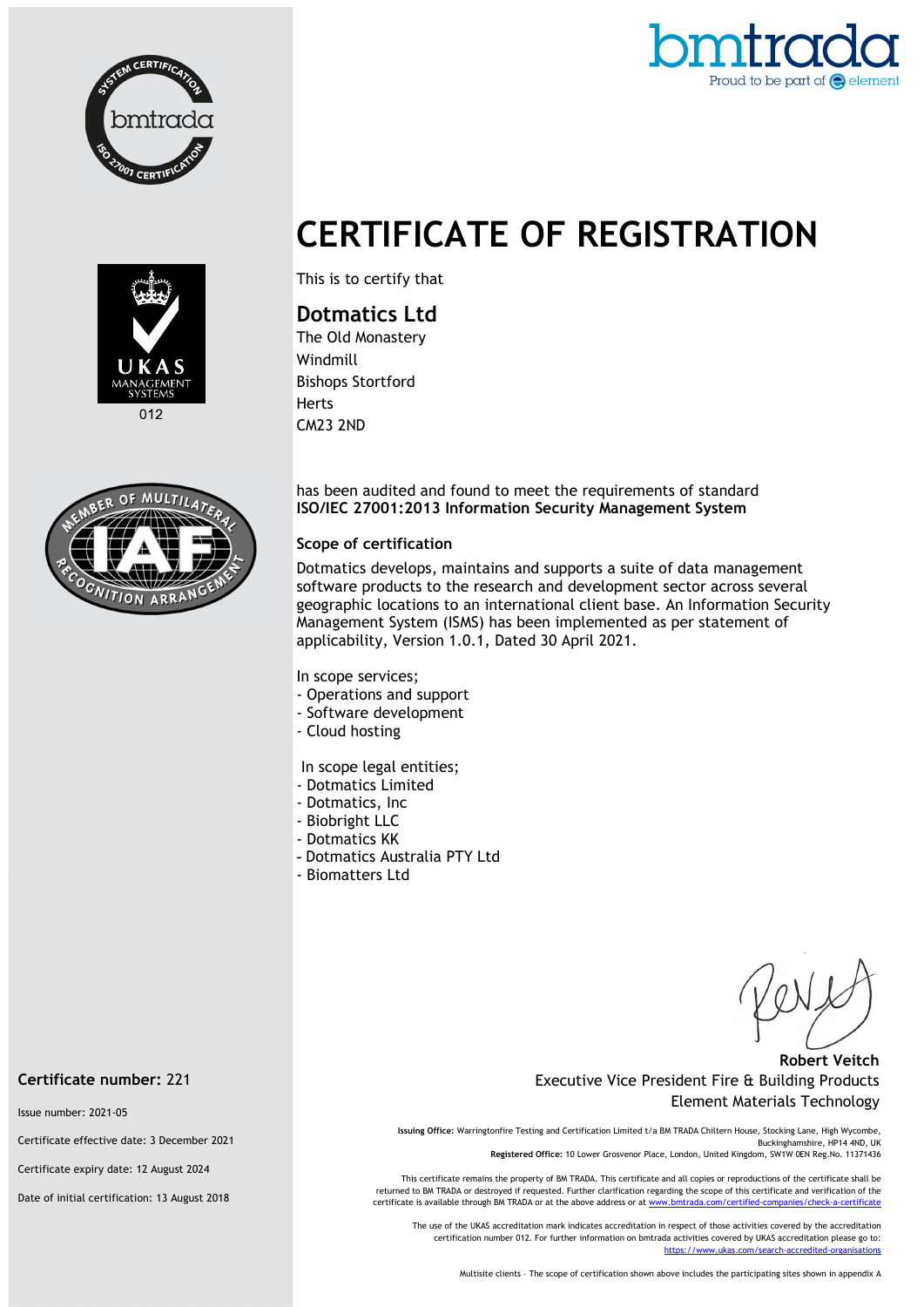# CERTIFICATE OF REGISTRATION

This is to certify that

## Dotmatics Ltd

The Old Monastery
Windmill
Bishops Stortford
Herts
CM23 2ND

has been audited and found to meet the requirements of standard
**ISO/IEC 27001:2013 Information Security Management System**

### Scope of certification

Dotmatics develops, maintains and supports a suite of data management software products to the research and development sector across several geographic locations to an international client base. An Information Security Management System (ISMS) has been implemented as per statement of applicability, Version 1.0.1, Dated 30 April 2021.

In scope services;
- Operations and support
- Software development
- Cloud hosting

In scope legal entities;
- Dotmatics Limited
- Dotmatics, Inc
- Biobright LLC
- Dotmatics KK
- Dotmatics Australia PTY Ltd
- Biomatters Ltd

**Robert Veitch**
Executive Vice President Fire & Building Products
Element Materials Technology

**Certificate number:** 221

Issue number: 2021-05

Certificate effective date: 3 December 2021

Certificate expiry date: 12 August 2024

Date of initial certification: 13 August 2018

**Issuing Office:** Warringtonfire Testing and Certification Limited t/a BM TRADA Chiltern House, Stocking Lane, High Wycombe, Buckinghamshire, HP14 4ND, UK
**Registered Office:** 10 Lower Grosvenor Place, London, United Kingdom, SW1W 0EN Reg.No. 11371436

This certificate remains the property of BM TRADA. This certificate and all copies or reproductions of the certificate shall be returned to BM TRADA or destroyed if requested. Further clarification regarding the scope of this certificate and verification of the certificate is available through BM TRADA or at the above address or at www.bmtrada.com/certified-companies/check-a-certificate

The use of the UKAS accreditation mark indicates accreditation in respect of those activities covered by the accreditation certification number 012. For further information on bmtrada activities covered by UKAS accreditation please go to: https://www.ukas.com/search-accredited-organisations

Multisite clients – The scope of certification shown above includes the participating sites shown in appendix A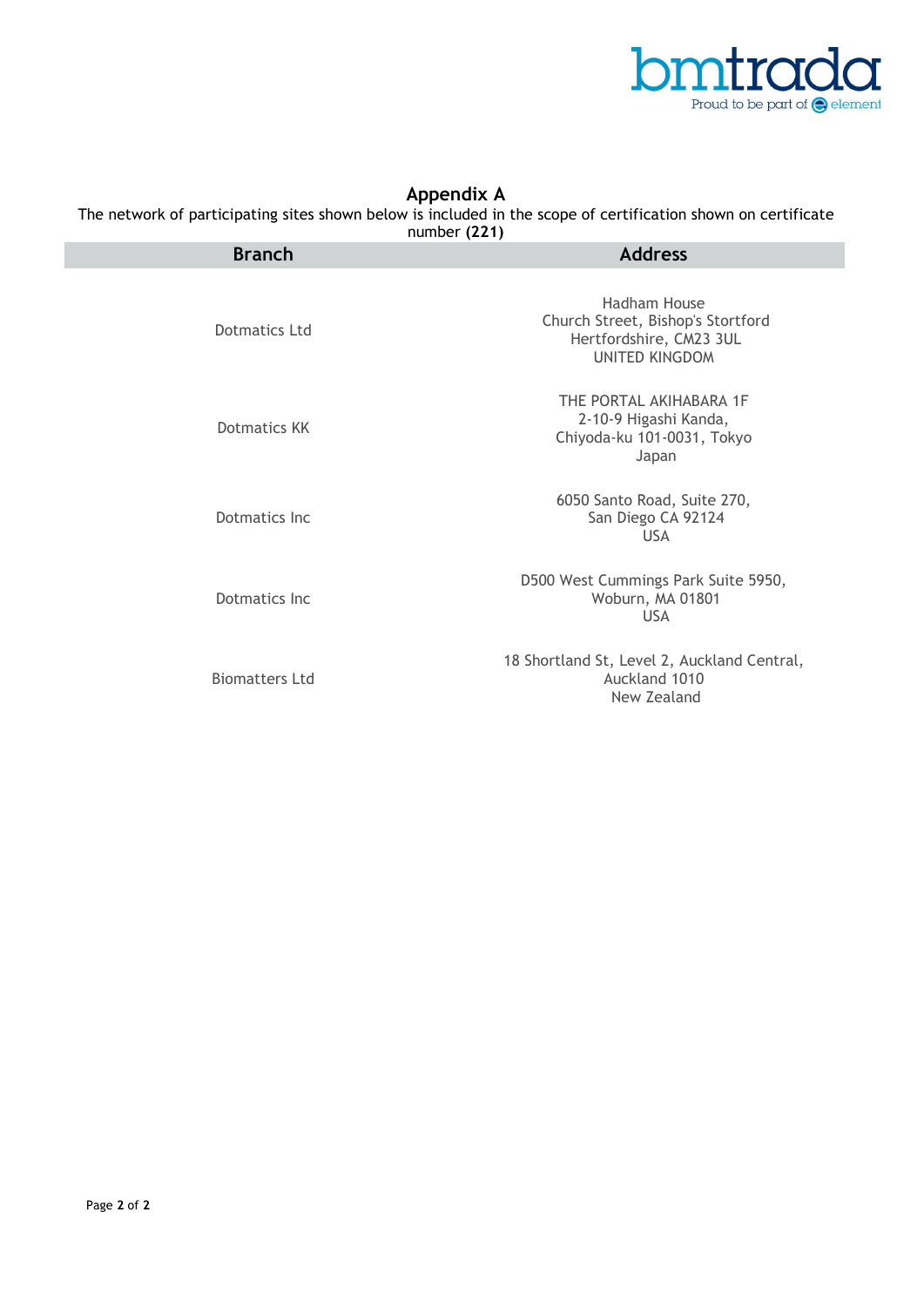## Appendix A

The network of participating sites shown below is included in the scope of certification shown on certificate number **(221)**

| Branch | Address |
|---|---|
| Dotmatics Ltd | Hadham House<br>Church Street, Bishop's Stortford<br>Hertfordshire, CM23 3UL<br>UNITED KINGDOM |
| Dotmatics KK | THE PORTAL AKIHABARA 1F<br>2-10-9 Higashi Kanda,<br>Chiyoda-ku 101-0031, Tokyo<br>Japan |
| Dotmatics Inc | 6050 Santo Road, Suite 270,<br>San Diego CA 92124<br>USA |
| Dotmatics Inc | D500 West Cummings Park Suite 5950,<br>Woburn, MA 01801<br>USA |
| Biomatters Ltd | 18 Shortland St, Level 2, Auckland Central,<br>Auckland 1010<br>New Zealand |